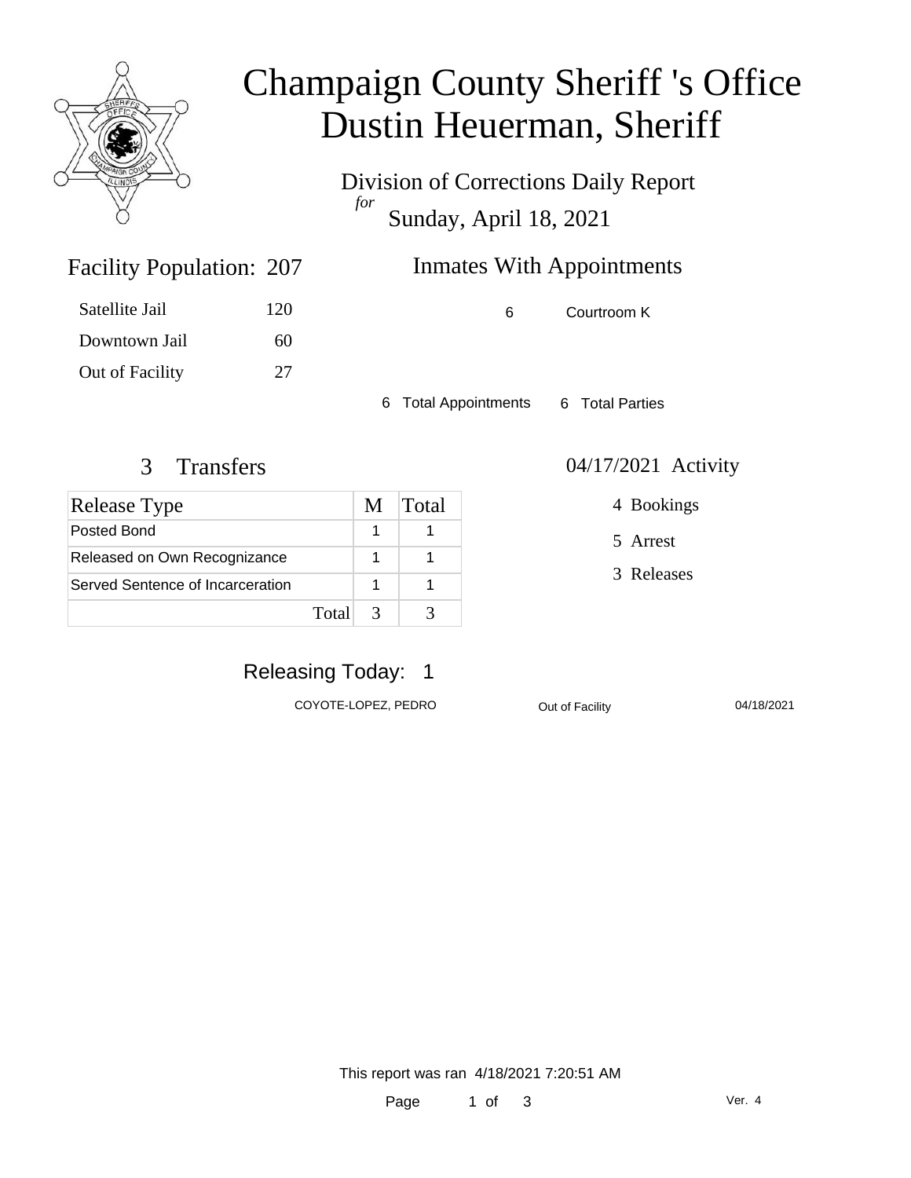# Champaign County Sheriff 's Office
# Dustin Heuerman, Sheriff

Division of Corrections Daily Report
*for*
Sunday, April 18, 2021

## Facility Population: 207

| | |
|---|---|
| Satellite Jail | 120 |
| Downtown Jail | 60 |
| Out of Facility | 27 |

## Inmates With Appointments

| | |
|---|---|
| 6 | Courtroom K |

6 Total Appointments  6 Total Parties

## 3 Transfers

| Release Type | M | Total |
|---|---|---|
| Posted Bond | 1 | 1 |
| Released on Own Recognizance | 1 | 1 |
| Served Sentence of Incarceration | 1 | 1 |
| Total | 3 | 3 |

## 04/17/2021 Activity

4 Bookings

5 Arrest

3 Releases

## Releasing Today: 1

| | | |
|---|---|---|
| COYOTE-LOPEZ, PEDRO | Out of Facility | 04/18/2021 |

This report was ran 4/18/2021 7:20:51 AM

Ver. 4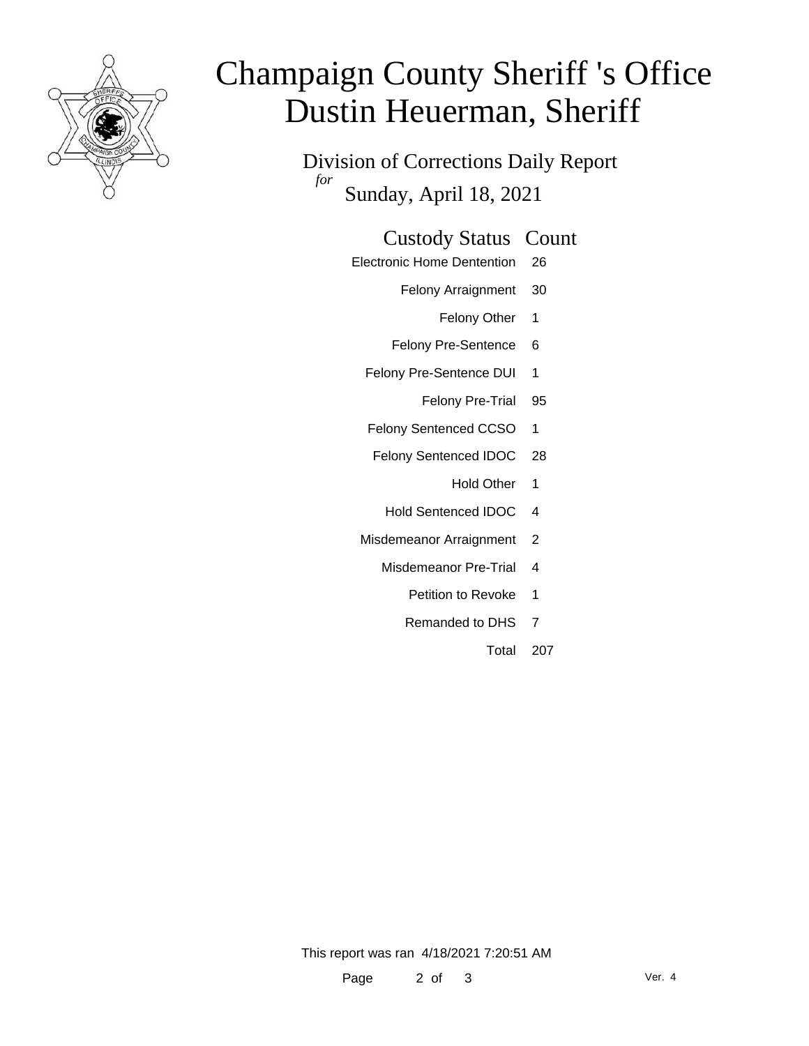# Champaign County Sheriff 's Office
# Dustin Heuerman, Sheriff

Division of Corrections Daily Report
*for*
Sunday, April 18, 2021

| Custody Status | Count |
|---|---|
| Electronic Home Dentention | 26 |
| Felony Arraignment | 30 |
| Felony Other | 1 |
| Felony Pre-Sentence | 6 |
| Felony Pre-Sentence DUI | 1 |
| Felony Pre-Trial | 95 |
| Felony Sentenced CCSO | 1 |
| Felony Sentenced IDOC | 28 |
| Hold Other | 1 |
| Hold Sentenced IDOC | 4 |
| Misdemeanor Arraignment | 2 |
| Misdemeanor Pre-Trial | 4 |
| Petition to Revoke | 1 |
| Remanded to DHS | 7 |
| Total | 207 |

This report was ran 4/18/2021 7:20:51 AM

Ver. 4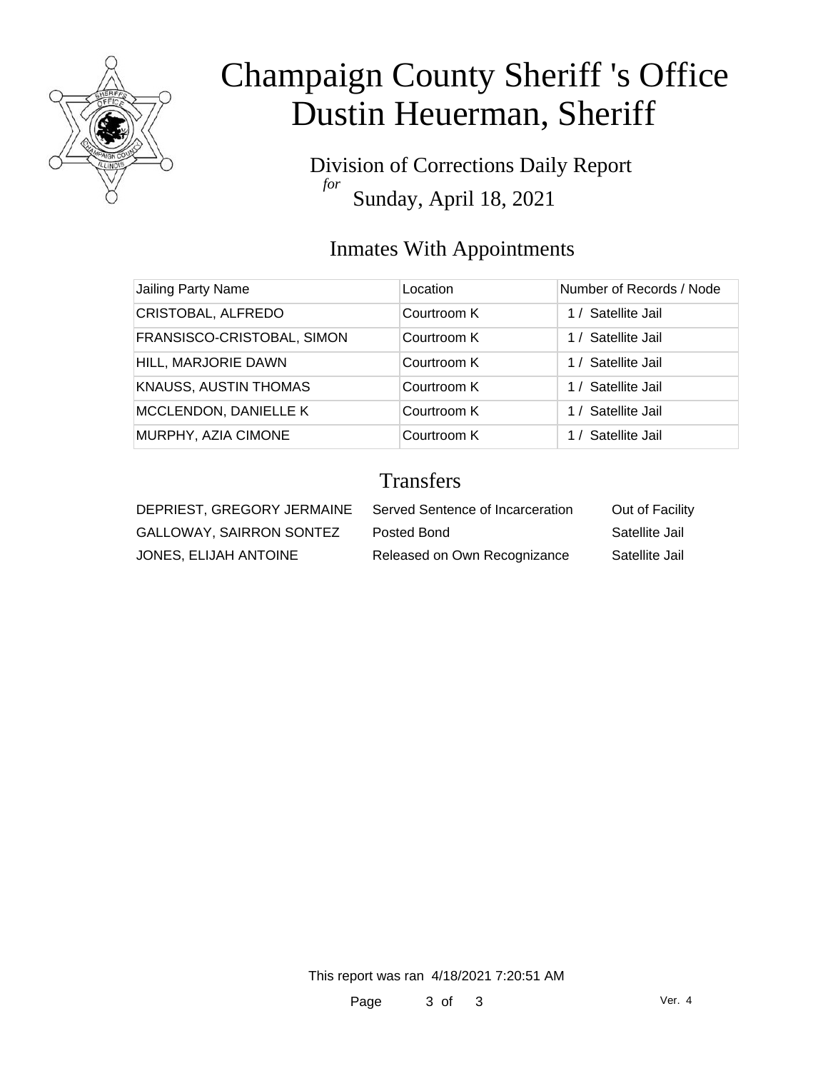# Champaign County Sheriff 's Office
# Dustin Heuerman, Sheriff

Division of Corrections Daily Report

*for*

Sunday, April 18, 2021

## Inmates With Appointments

| Jailing Party Name | Location | Number of Records / Node |
| --- | --- | --- |
| CRISTOBAL, ALFREDO | Courtroom K | 1 / Satellite Jail |
| FRANSISCO-CRISTOBAL, SIMON | Courtroom K | 1 / Satellite Jail |
| HILL, MARJORIE DAWN | Courtroom K | 1 / Satellite Jail |
| KNAUSS, AUSTIN THOMAS | Courtroom K | 1 / Satellite Jail |
| MCCLENDON, DANIELLE K | Courtroom K | 1 / Satellite Jail |
| MURPHY, AZIA CIMONE | Courtroom K | 1 / Satellite Jail |

## Transfers

| | | |
| --- | --- | --- |
| DEPRIEST, GREGORY JERMAINE | Served Sentence of Incarceration | Out of Facility |
| GALLOWAY, SAIRRON SONTEZ | Posted Bond | Satellite Jail |
| JONES, ELIJAH ANTOINE | Released on Own Recognizance | Satellite Jail |

This report was ran 4/18/2021 7:20:51 AM

Ver. 4